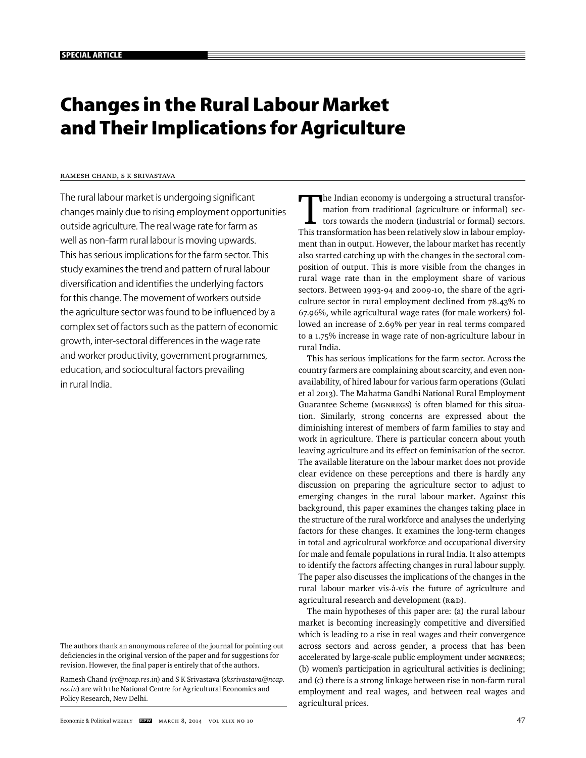SPECIAL ARTICLE

# Changes in the Rural Labour Market and Their Implications for Agriculture

RAMESH CHAND, S K SRIVASTAVA

The rural labour market is undergoing significant changes mainly due to rising employment opportunities outside agriculture. The real wage rate for farm as well as non-farm rural labour is moving upwards. This has serious implications for the farm sector. This study examines the trend and pattern of rural labour diversification and identifies the underlying factors for this change. The movement of workers outside the agriculture sector was found to be influenced by a complex set of factors such as the pattern of economic growth, inter-sectoral differences in the wage rate and worker productivity, government programmes, education, and sociocultural factors prevailing in rural India.

The authors thank an anonymous referee of the journal for pointing out deficiencies in the original version of the paper and for suggestions for revision. However, the final paper is entirely that of the authors.

Ramesh Chand (*rc@ncap.res.in*) and S K Srivastava (*sksrivastava@ncap.res.in*) are with the National Centre for Agricultural Economics and Policy Research, New Delhi.

The Indian economy is undergoing a structural transformation from traditional (agriculture or informal) sectors towards the modern (industrial or formal) sectors. This transformation has been relatively slow in labour employment than in output. However, the labour market has recently also started catching up with the changes in the sectoral composition of output. This is more visible from the changes in rural wage rate than in the employment share of various sectors. Between 1993-94 and 2009-10, the share of the agriculture sector in rural employment declined from 78.43% to 67.96%, while agricultural wage rates (for male workers) followed an increase of 2.69% per year in real terms compared to a 1.75% increase in wage rate of non-agriculture labour in rural India.

This has serious implications for the farm sector. Across the country farmers are complaining about scarcity, and even non-availability, of hired labour for various farm operations (Gulati et al 2013). The Mahatma Gandhi National Rural Employment Guarantee Scheme (MGNREGS) is often blamed for this situation. Similarly, strong concerns are expressed about the diminishing interest of members of farm families to stay and work in agriculture. There is particular concern about youth leaving agriculture and its effect on feminisation of the sector. The available literature on the labour market does not provide clear evidence on these perceptions and there is hardly any discussion on preparing the agriculture sector to adjust to emerging changes in the rural labour market. Against this background, this paper examines the changes taking place in the structure of the rural workforce and analyses the underlying factors for these changes. It examines the long-term changes in total and agricultural workforce and occupational diversity for male and female populations in rural India. It also attempts to identify the factors affecting changes in rural labour supply. The paper also discusses the implications of the changes in the rural labour market vis-à-vis the future of agriculture and agricultural research and development (R&D).

The main hypotheses of this paper are: (a) the rural labour market is becoming increasingly competitive and diversified which is leading to a rise in real wages and their convergence across sectors and across gender, a process that has been accelerated by large-scale public employment under MGNREGS; (b) women's participation in agricultural activities is declining; and (c) there is a strong linkage between rise in non-farm rural employment and real wages, and between real wages and agricultural prices.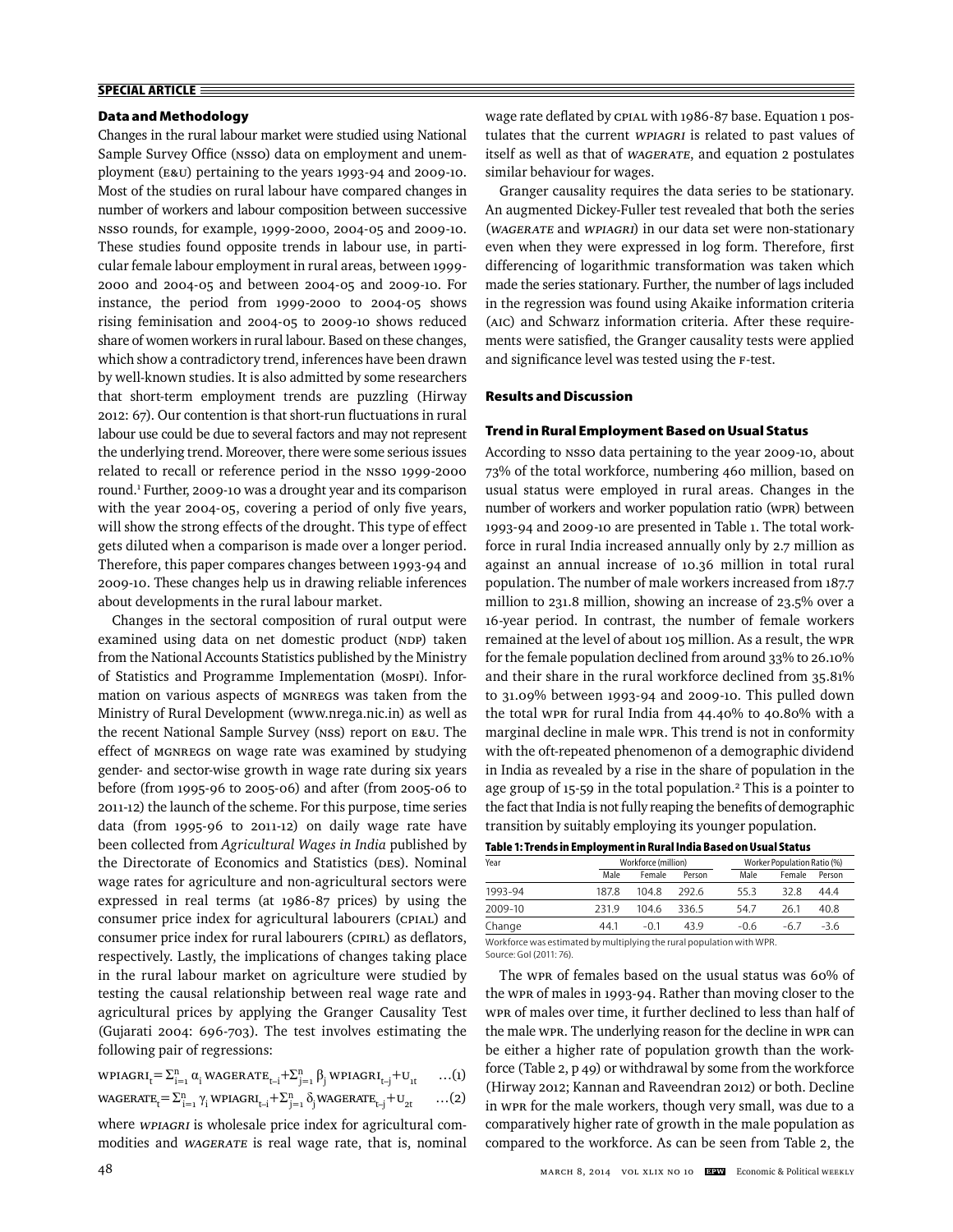## Data and Methodology

Changes in the rural labour market were studied using National Sample Survey Office (NSSO) data on employment and unemployment (E&U) pertaining to the years 1993-94 and 2009-10. Most of the studies on rural labour have compared changes in number of workers and labour composition between successive NSSO rounds, for example, 1999-2000, 2004-05 and 2009-10. These studies found opposite trends in labour use, in particular female labour employment in rural areas, between 1999-2000 and 2004-05 and between 2004-05 and 2009-10. For instance, the period from 1999-2000 to 2004-05 shows rising feminisation and 2004-05 to 2009-10 shows reduced share of women workers in rural labour. Based on these changes, which show a contradictory trend, inferences have been drawn by well-known studies. It is also admitted by some researchers that short-term employment trends are puzzling (Hirway 2012: 67). Our contention is that short-run fluctuations in rural labour use could be due to several factors and may not represent the underlying trend. Moreover, there were some serious issues related to recall or reference period in the NSSO 1999-2000 round.[1] Further, 2009-10 was a drought year and its comparison with the year 2004-05, covering a period of only five years, will show the strong effects of the drought. This type of effect gets diluted when a comparison is made over a longer period. Therefore, this paper compares changes between 1993-94 and 2009-10. These changes help us in drawing reliable inferences about developments in the rural labour market.

Changes in the sectoral composition of rural output were examined using data on net domestic product (NDP) taken from the National Accounts Statistics published by the Ministry of Statistics and Programme Implementation (MoSPI). Information on various aspects of MGNREGS was taken from the Ministry of Rural Development (www.nrega.nic.in) as well as the recent National Sample Survey (NSS) report on E&U. The effect of MGNREGS on wage rate was examined by studying gender- and sector-wise growth in wage rate during six years before (from 1995-96 to 2005-06) and after (from 2005-06 to 2011-12) the launch of the scheme. For this purpose, time series data (from 1995-96 to 2011-12) on daily wage rate have been collected from *Agricultural Wages in India* published by the Directorate of Economics and Statistics (DES). Nominal wage rates for agriculture and non-agricultural sectors were expressed in real terms (at 1986-87 prices) by using the consumer price index for agricultural labourers (CPIAL) and consumer price index for rural labourers (CPIRL) as deflators, respectively. Lastly, the implications of changes taking place in the rural labour market on agriculture were studied by testing the causal relationship between real wage rate and agricultural prices by applying the Granger Causality Test (Gujarati 2004: 696-703). The test involves estimating the following pair of regressions:

$$\text{WPIAGRI}_t = \sum_{i=1}^{n} \alpha_i \, \text{WAGERATE}_{t-i} + \sum_{j=1}^{n} \beta_j \, \text{WPIAGRI}_{t-j} + u_{1t} \qquad \ldots(1)$$

$$\text{WAGERATE}_t = \sum_{i=1}^{n} \gamma_i \, \text{WPIAGRI}_{t-i} + \sum_{j=1}^{n} \delta_j \, \text{WAGERATE}_{t-j} + u_{2t} \qquad \ldots(2)$$

where *WPIAGRI* is wholesale price index for agricultural commodities and *WAGERATE* is real wage rate, that is, nominal wage rate deflated by CPIAL with 1986-87 base. Equation 1 postulates that the current *WPIAGRI* is related to past values of itself as well as that of *WAGERATE*, and equation 2 postulates similar behaviour for wages.

Granger causality requires the data series to be stationary. An augmented Dickey-Fuller test revealed that both the series (*WAGERATE* and *WPIAGRI*) in our data set were non-stationary even when they were expressed in log form. Therefore, first differencing of logarithmic transformation was taken which made the series stationary. Further, the number of lags included in the regression was found using Akaike information criteria (AIC) and Schwarz information criteria. After these requirements were satisfied, the Granger causality tests were applied and significance level was tested using the F-test.

## Results and Discussion

### Trend in Rural Employment Based on Usual Status

According to NSSO data pertaining to the year 2009-10, about 73% of the total workforce, numbering 460 million, based on usual status were employed in rural areas. Changes in the number of workers and worker population ratio (WPR) between 1993-94 and 2009-10 are presented in Table 1. The total workforce in rural India increased annually only by 2.7 million as against an annual increase of 10.36 million in total rural population. The number of male workers increased from 187.7 million to 231.8 million, showing an increase of 23.5% over a 16-year period. In contrast, the number of female workers remained at the level of about 105 million. As a result, the WPR for the female population declined from around 33% to 26.10% and their share in the rural workforce declined from 35.81% to 31.09% between 1993-94 and 2009-10. This pulled down the total WPR for rural India from 44.40% to 40.80% with a marginal decline in male WPR. This trend is not in conformity with the oft-repeated phenomenon of a demographic dividend in India as revealed by a rise in the share of population in the age group of 15-59 in the total population.[2] This is a pointer to the fact that India is not fully reaping the benefits of demographic transition by suitably employing its younger population.

**Table 1: Trends in Employment in Rural India Based on Usual Status**

| Year | Workforce (million) | | | Worker Population Ratio (%) | | |
|---|---|---|---|---|---|---|
| | Male | Female | Person | Male | Female | Person |
| 1993-94 | 187.8 | 104.8 | 292.6 | 55.3 | 32.8 | 44.4 |
| 2009-10 | 231.9 | 104.6 | 336.5 | 54.7 | 26.1 | 40.8 |
| Change | 44.1 | -0.1 | 43.9 | -0.6 | -6.7 | -3.6 |

Workforce was estimated by multiplying the rural population with WPR.
Source: GoI (2011: 76).

The WPR of females based on the usual status was 60% of the WPR of males in 1993-94. Rather than moving closer to the WPR of males over time, it further declined to less than half of the male WPR. The underlying reason for the decline in WPR can be either a higher rate of population growth than the workforce (Table 2, p 49) or withdrawal by some from the workforce (Hirway 2012; Kannan and Raveendran 2012) or both. Decline in WPR for the male workers, though very small, was due to a comparatively higher rate of growth in the male population as compared to the workforce. As can be seen from Table 2, the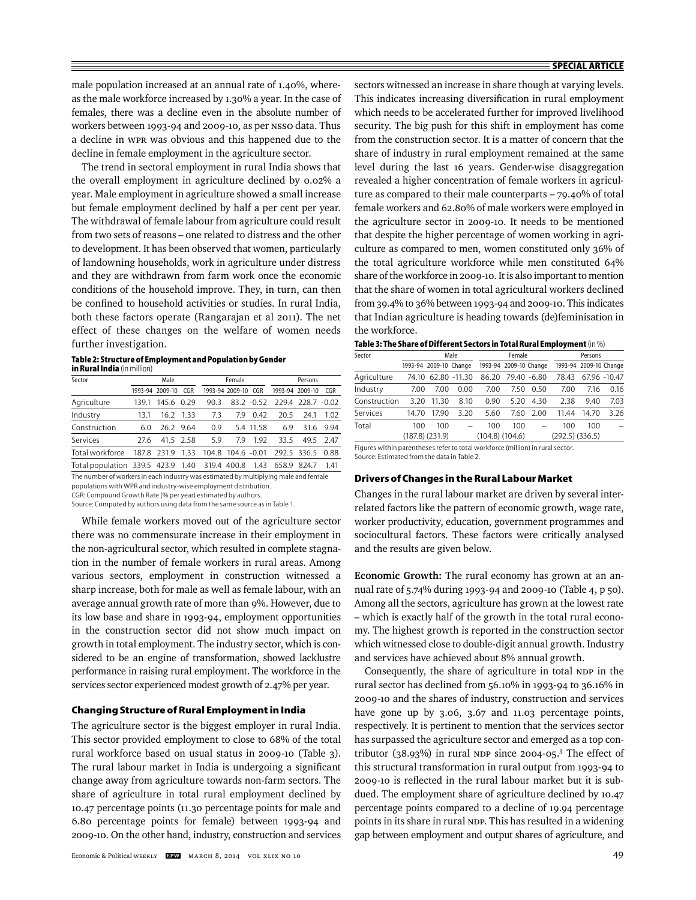male population increased at an annual rate of 1.40%, whereas the male workforce increased by 1.30% a year. In the case of females, there was a decline even in the absolute number of workers between 1993-94 and 2009-10, as per NSSO data. Thus a decline in WPR was obvious and this happened due to the decline in female employment in the agriculture sector.

The trend in sectoral employment in rural India shows that the overall employment in agriculture declined by 0.02% a year. Male employment in agriculture showed a small increase but female employment declined by half a per cent per year. The withdrawal of female labour from agriculture could result from two sets of reasons – one related to distress and the other to development. It has been observed that women, particularly of landowning households, work in agriculture under distress and they are withdrawn from farm work once the economic conditions of the household improve. They, in turn, can then be confined to household activities or studies. In rural India, both these factors operate (Rangarajan et al 2011). The net effect of these changes on the welfare of women needs further investigation.

**Table 2: Structure of Employment and Population by Gender in Rural India** (in million)

| Sector | Male | | | Female | | | Persons | | |
|---|---|---|---|---|---|---|---|---|---|
| | 1993-94 | 2009-10 | CGR | 1993-94 | 2009-10 | CGR | 1993-94 | 2009-10 | CGR |
| Agriculture | 139.1 | 145.6 | 0.29 | 90.3 | 83.2 | -0.52 | 229.4 | 228.7 | -0.02 |
| Industry | 13.1 | 16.2 | 1.33 | 7.3 | 7.9 | 0.42 | 20.5 | 24.1 | 1.02 |
| Construction | 6.0 | 26.2 | 9.64 | 0.9 | 5.4 | 11.58 | 6.9 | 31.6 | 9.94 |
| Services | 27.6 | 41.5 | 2.58 | 5.9 | 7.9 | 1.92 | 33.5 | 49.5 | 2.47 |
| Total workforce | 187.8 | 231.9 | 1.33 | 104.8 | 104.6 | -0.01 | 292.5 | 336.5 | 0.88 |
| Total population | 339.5 | 423.9 | 1.40 | 319.4 | 400.8 | 1.43 | 658.9 | 824.7 | 1.41 |

The number of workers in each industry was estimated by multiplying male and female populations with WPR and industry-wise employment distribution.
CGR: Compound Growth Rate (% per year) estimated by authors.
Source: Computed by authors using data from the same source as in Table 1.

While female workers moved out of the agriculture sector there was no commensurate increase in their employment in the non-agricultural sector, which resulted in complete stagnation in the number of female workers in rural areas. Among various sectors, employment in construction witnessed a sharp increase, both for male as well as female labour, with an average annual growth rate of more than 9%. However, due to its low base and share in 1993-94, employment opportunities in the construction sector did not show much impact on growth in total employment. The industry sector, which is considered to be an engine of transformation, showed lacklustre performance in raising rural employment. The workforce in the services sector experienced modest growth of 2.47% per year.

## Changing Structure of Rural Employment in India

The agriculture sector is the biggest employer in rural India. This sector provided employment to close to 68% of the total rural workforce based on usual status in 2009-10 (Table 3). The rural labour market in India is undergoing a significant change away from agriculture towards non-farm sectors. The share of agriculture in total rural employment declined by 10.47 percentage points (11.30 percentage points for male and 6.80 percentage points for female) between 1993-94 and 2009-10. On the other hand, industry, construction and services sectors witnessed an increase in share though at varying levels. This indicates increasing diversification in rural employment which needs to be accelerated further for improved livelihood security. The big push for this shift in employment has come from the construction sector. It is a matter of concern that the share of industry in rural employment remained at the same level during the last 16 years. Gender-wise disaggregation revealed a higher concentration of female workers in agriculture as compared to their male counterparts – 79.40% of total female workers and 62.80% of male workers were employed in the agriculture sector in 2009-10. It needs to be mentioned that despite the higher percentage of women working in agriculture as compared to men, women constituted only 36% of the total agriculture workforce while men constituted 64% share of the workforce in 2009-10. It is also important to mention that the share of women in total agricultural workers declined from 39.4% to 36% between 1993-94 and 2009-10. This indicates that Indian agriculture is heading towards (de)feminisation in the workforce.

**Table 3: The Share of Different Sectors in Total Rural Employment** (in %)

| Sector | Male | | | Female | | | Persons | | |
|---|---|---|---|---|---|---|---|---|---|
| | 1993-94 | 2009-10 | Change | 1993-94 | 2009-10 | Change | 1993-94 | 2009-10 | Change |
| Agriculture | 74.10 | 62.80 | -11.30 | 86.20 | 79.40 | -6.80 | 78.43 | 67.96 | -10.47 |
| Industry | 7.00 | 7.00 | 0.00 | 7.00 | 7.50 | 0.50 | 7.00 | 7.16 | 0.16 |
| Construction | 3.20 | 11.30 | 8.10 | 0.90 | 5.20 | 4.30 | 2.38 | 9.40 | 7.03 |
| Services | 14.70 | 17.90 | 3.20 | 5.60 | 7.60 | 2.00 | 11.44 | 14.70 | 3.26 |
| Total | 100 (187.8) | 100 (231.9) | – | 100 (104.8) | 100 (104.6) | – | 100 (292.5) | 100 (336.5) | – |

Figures within parentheses refer to total workforce (million) in rural sector.
Source: Estimated from the data in Table 2.

## Drivers of Changes in the Rural Labour Market

Changes in the rural labour market are driven by several interrelated factors like the pattern of economic growth, wage rate, worker productivity, education, government programmes and sociocultural factors. These factors were critically analysed and the results are given below.

**Economic Growth:** The rural economy has grown at an annual rate of 5.74% during 1993-94 and 2009-10 (Table 4, p 50). Among all the sectors, agriculture has grown at the lowest rate – which is exactly half of the growth in the total rural economy. The highest growth is reported in the construction sector which witnessed close to double-digit annual growth. Industry and services have achieved about 8% annual growth.

Consequently, the share of agriculture in total NDP in the rural sector has declined from 56.10% in 1993-94 to 36.16% in 2009-10 and the shares of industry, construction and services have gone up by 3.06, 3.67 and 11.03 percentage points, respectively. It is pertinent to mention that the services sector has surpassed the agriculture sector and emerged as a top contributor (38.93%) in rural NDP since 2004-05.[3] The effect of this structural transformation in rural output from 1993-94 to 2009-10 is reflected in the rural labour market but it is subdued. The employment share of agriculture declined by 10.47 percentage points compared to a decline of 19.94 percentage points in its share in rural NDP. This has resulted in a widening gap between employment and output shares of agriculture, and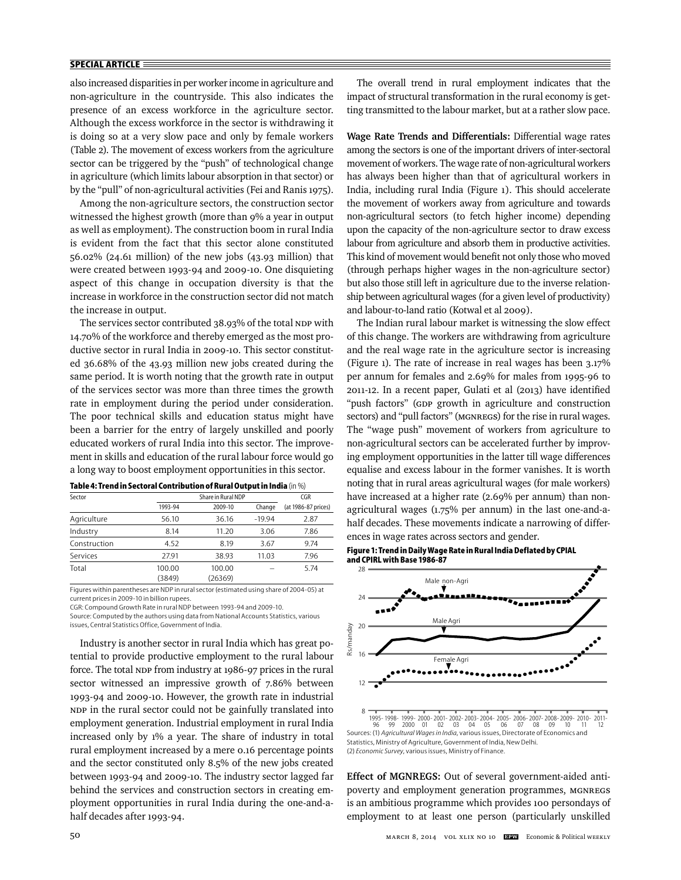also increased disparities in per worker income in agriculture and non-agriculture in the countryside. This also indicates the presence of an excess workforce in the agriculture sector. Although the excess workforce in the sector is withdrawing it is doing so at a very slow pace and only by female workers (Table 2). The movement of excess workers from the agriculture sector can be triggered by the "push" of technological change in agriculture (which limits labour absorption in that sector) or by the "pull" of non-agricultural activities (Fei and Ranis 1975).

Among the non-agriculture sectors, the construction sector witnessed the highest growth (more than 9% a year in output as well as employment). The construction boom in rural India is evident from the fact that this sector alone constituted 56.02% (24.61 million) of the new jobs (43.93 million) that were created between 1993-94 and 2009-10. One disquieting aspect of this change in occupation diversity is that the increase in workforce in the construction sector did not match the increase in output.

The services sector contributed 38.93% of the total NDP with 14.70% of the workforce and thereby emerged as the most productive sector in rural India in 2009-10. This sector constituted 36.68% of the 43.93 million new jobs created during the same period. It is worth noting that the growth rate in output of the services sector was more than three times the growth rate in employment during the period under consideration. The poor technical skills and education status might have been a barrier for the entry of largely unskilled and poorly educated workers of rural India into this sector. The improvement in skills and education of the rural labour force would go a long way to boost employment opportunities in this sector.

**Table 4: Trend in Sectoral Contribution of Rural Output in India** (in %)

| Sector | Share in Rural NDP | | | CGR |
|---|---|---|---|---|
| | 1993-94 | 2009-10 | Change | (at 1986-87 prices) |
| Agriculture | 56.10 | 36.16 | -19.94 | 2.87 |
| Industry | 8.14 | 11.20 | 3.06 | 7.86 |
| Construction | 4.52 | 8.19 | 3.67 | 9.74 |
| Services | 27.91 | 38.93 | 11.03 | 7.96 |
| Total | 100.00 (3849) | 100.00 (26369) | – | 5.74 |

Figures within parentheses are NDP in rural sector (estimated using share of 2004-05) at current prices in 2009-10 in billion rupees.
CGR: Compound Growth Rate in rural NDP between 1993-94 and 2009-10.
Source: Computed by the authors using data from National Accounts Statistics, various issues, Central Statistics Office, Government of India.

Industry is another sector in rural India which has great potential to provide productive employment to the rural labour force. The total NDP from industry at 1986-97 prices in the rural sector witnessed an impressive growth of 7.86% between 1993-94 and 2009-10. However, the growth rate in industrial NDP in the rural sector could not be gainfully translated into employment generation. Industrial employment in rural India increased only by 1% a year. The share of industry in total rural employment increased by a mere 0.16 percentage points and the sector constituted only 8.5% of the new jobs created between 1993-94 and 2009-10. The industry sector lagged far behind the services and construction sectors in creating employment opportunities in rural India during the one-and-a-half decades after 1993-94.

The overall trend in rural employment indicates that the impact of structural transformation in the rural economy is getting transmitted to the labour market, but at a rather slow pace.

**Wage Rate Trends and Differentials:** Differential wage rates among the sectors is one of the important drivers of inter-sectoral movement of workers. The wage rate of non-agricultural workers has always been higher than that of agricultural workers in India, including rural India (Figure 1). This should accelerate the movement of workers away from agriculture and towards non-agricultural sectors (to fetch higher income) depending upon the capacity of the non-agriculture sector to draw excess labour from agriculture and absorb them in productive activities. This kind of movement would benefit not only those who moved (through perhaps higher wages in the non-agriculture sector) but also those still left in agriculture due to the inverse relationship between agricultural wages (for a given level of productivity) and labour-to-land ratio (Kotwal et al 2009).

The Indian rural labour market is witnessing the slow effect of this change. The workers are withdrawing from agriculture and the real wage rate in the agriculture sector is increasing (Figure 1). The rate of increase in real wages has been 3.17% per annum for females and 2.69% for males from 1995-96 to 2011-12. In a recent paper, Gulati et al (2013) have identified "push factors" (GDP growth in agriculture and construction sectors) and "pull factors" (MGNREGS) for the rise in rural wages. The "wage push" movement of workers from agriculture to non-agricultural sectors can be accelerated further by improving employment opportunities in the latter till wage differences equalise and excess labour in the former vanishes. It is worth noting that in rural areas agricultural wages (for male workers) have increased at a higher rate (2.69% per annum) than non-agricultural wages (1.75% per annum) in the last one-and-a-half decades. These movements indicate a narrowing of differences in wage rates across sectors and gender.

**Figure 1: Trend in Daily Wage Rate in Rural India Deflated by CPIAL and CPIRL with Base 1986-87**

Sources: (1) *Agricultural Wages in India*, various issues, Directorate of Economics and Statistics, Ministry of Agriculture, Government of India, New Delhi.
(2) *Economic Survey*, various issues, Ministry of Finance.

**Effect of MGNREGS:** Out of several government-aided anti-poverty and employment generation programmes, MGNREGS is an ambitious programme which provides 100 persondays of employment to at least one person (particularly unskilled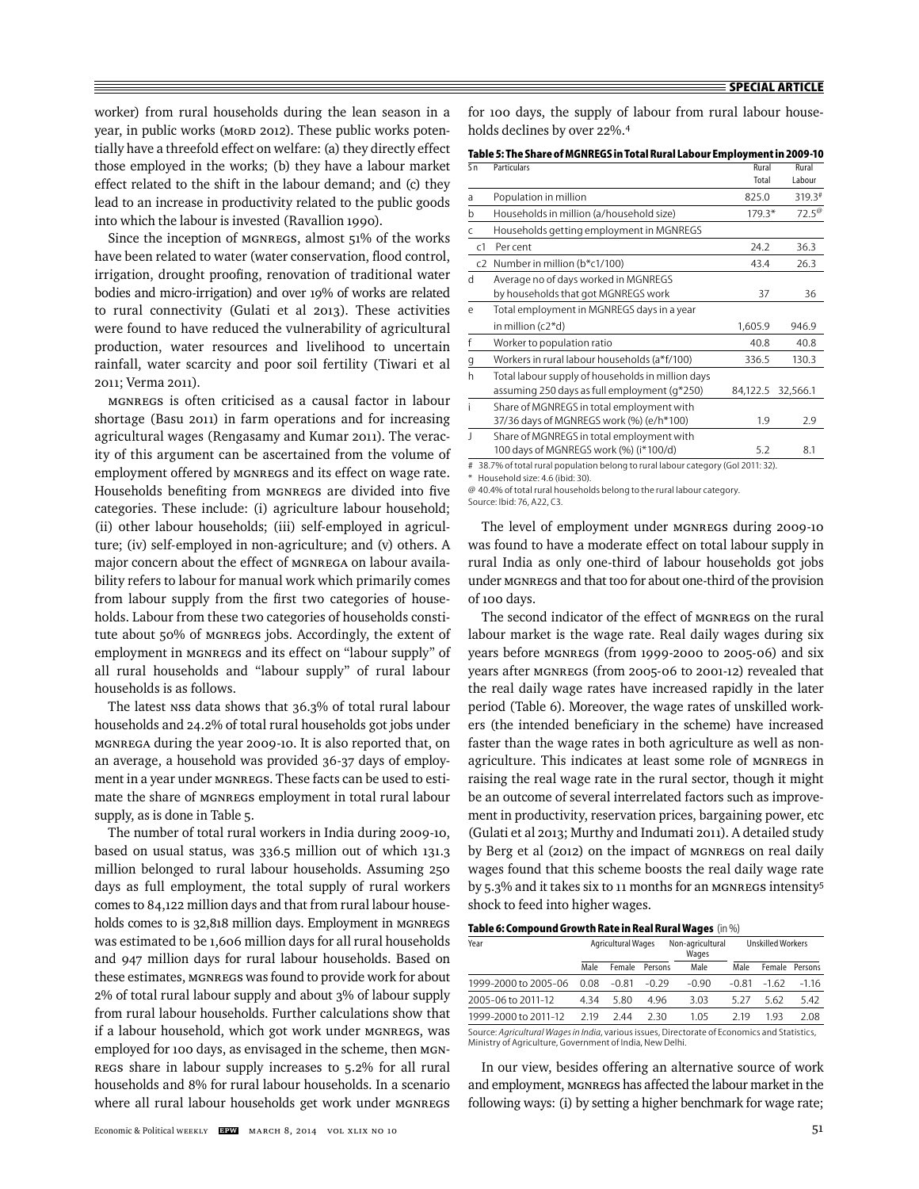worker) from rural households during the lean season in a year, in public works (MoRD 2012). These public works potentially have a threefold effect on welfare: (a) they directly effect those employed in the works; (b) they have a labour market effect related to the shift in the labour demand; and (c) they lead to an increase in productivity related to the public goods into which the labour is invested (Ravallion 1990).

Since the inception of MGNREGS, almost 51% of the works have been related to water (water conservation, flood control, irrigation, drought proofing, renovation of traditional water bodies and micro-irrigation) and over 19% of works are related to rural connectivity (Gulati et al 2013). These activities were found to have reduced the vulnerability of agricultural production, water resources and livelihood to uncertain rainfall, water scarcity and poor soil fertility (Tiwari et al 2011; Verma 2011).

MGNREGS is often criticised as a causal factor in labour shortage (Basu 2011) in farm operations and for increasing agricultural wages (Rengasamy and Kumar 2011). The veracity of this argument can be ascertained from the volume of employment offered by MGNREGS and its effect on wage rate. Households benefiting from MGNREGS are divided into five categories. These include: (i) agriculture labour household; (ii) other labour households; (iii) self-employed in agriculture; (iv) self-employed in non-agriculture; and (v) others. A major concern about the effect of MGNREGA on labour availability refers to labour for manual work which primarily comes from labour supply from the first two categories of households. Labour from these two categories of households constitute about 50% of MGNREGS jobs. Accordingly, the extent of employment in MGNREGS and its effect on "labour supply" of all rural households and "labour supply" of rural labour households is as follows.

The latest NSS data shows that 36.3% of total rural labour households and 24.2% of total rural households got jobs under MGNREGA during the year 2009-10. It is also reported that, on an average, a household was provided 36-37 days of employment in a year under MGNREGS. These facts can be used to estimate the share of MGNREGS employment in total rural labour supply, as is done in Table 5.

The number of total rural workers in India during 2009-10, based on usual status, was 336.5 million out of which 131.3 million belonged to rural labour households. Assuming 250 days as full employment, the total supply of rural workers comes to 84,122 million days and that from rural labour households comes to is 32,818 million days. Employment in MGNREGS was estimated to be 1,606 million days for all rural households and 947 million days for rural labour households. Based on these estimates, MGNREGS was found to provide work for about 2% of total rural labour supply and about 3% of labour supply from rural labour households. Further calculations show that if a labour household, which got work under MGNREGS, was employed for 100 days, as envisaged in the scheme, then MGNREGS share in labour supply increases to 5.2% for all rural households and 8% for rural labour households. In a scenario where all rural labour households get work under MGNREGS for 100 days, the supply of labour from rural labour households declines by over 22%.[4]

**Table 5: The Share of MGNREGS in Total Rural Labour Employment in 2009-10**

| S n | Particulars | Rural Total | Rural Labour |
|---|---|---|---|
| a | Population in million | 825.0 | 319.3# |
| b | Households in million (a/household size) | 179.3* | 72.5@ |
| c | Households getting employment in MGNREGS | | |
| c1 | Per cent | 24.2 | 36.3 |
| c2 | Number in million (b*c1/100) | 43.4 | 26.3 |
| d | Average no of days worked in MGNREGS by households that got MGNREGS work | 37 | 36 |
| e | Total employment in MGNREGS days in a year in million (c2*d) | 1,605.9 | 946.9 |
| f | Worker to population ratio | 40.8 | 40.8 |
| g | Workers in rural labour households (a*f/100) | 336.5 | 130.3 |
| h | Total labour supply of households in million days assuming 250 days as full employment (g*250) | 84,122.5 | 32,566.1 |
| i | Share of MGNREGS in total employment with 37/36 days of MGNREGS work (%) (e/h*100) | 1.9 | 2.9 |
| J | Share of MGNREGS in total employment with 100 days of MGNREGS work (%) (i*100/d) | 5.2 | 8.1 |

# 38.7% of total rural population belong to rural labour category (GoI 2011: 32).
\* Household size: 4.6 (ibid: 30).
@ 40.4% of total rural households belong to the rural labour category.
Source: Ibid: 76, A22, C3.

The level of employment under MGNREGS during 2009-10 was found to have a moderate effect on total labour supply in rural India as only one-third of labour households got jobs under MGNREGS and that too for about one-third of the provision of 100 days.

The second indicator of the effect of MGNREGS on the rural labour market is the wage rate. Real daily wages during six years before MGNREGS (from 1999-2000 to 2005-06) and six years after MGNREGS (from 2005-06 to 2001-12) revealed that the real daily wage rates have increased rapidly in the later period (Table 6). Moreover, the wage rates of unskilled workers (the intended beneficiary in the scheme) have increased faster than the wage rates in both agriculture as well as non-agriculture. This indicates at least some role of MGNREGS in raising the real wage rate in the rural sector, though it might be an outcome of several interrelated factors such as improvement in productivity, reservation prices, bargaining power, etc (Gulati et al 2013; Murthy and Indumati 2011). A detailed study by Berg et al (2012) on the impact of MGNREGS on real daily wages found that this scheme boosts the real daily wage rate by 5.3% and it takes six to 11 months for an MGNREGS intensity[5] shock to feed into higher wages.

**Table 6: Compound Growth Rate in Real Rural Wages** (in %)

| Year | Agricultural Wages | | | Non-agricultural Wages | Unskilled Workers | | |
|---|---|---|---|---|---|---|---|
| | Male | Female | Persons | Male | Male | Female | Persons |
| 1999-2000 to 2005-06 | 0.08 | –0.81 | –0.29 | –0.90 | –0.81 | –1.62 | –1.16 |
| 2005-06 to 2011-12 | 4.34 | 5.80 | 4.96 | 3.03 | 5.27 | 5.62 | 5.42 |
| 1999-2000 to 2011-12 | 2.19 | 2.44 | 2.30 | 1.05 | 2.19 | 1.93 | 2.08 |

Source: *Agricultural Wages in India*, various issues, Directorate of Economics and Statistics, Ministry of Agriculture, Government of India, New Delhi.

In our view, besides offering an alternative source of work and employment, MGNREGS has affected the labour market in the following ways: (i) by setting a higher benchmark for wage rate;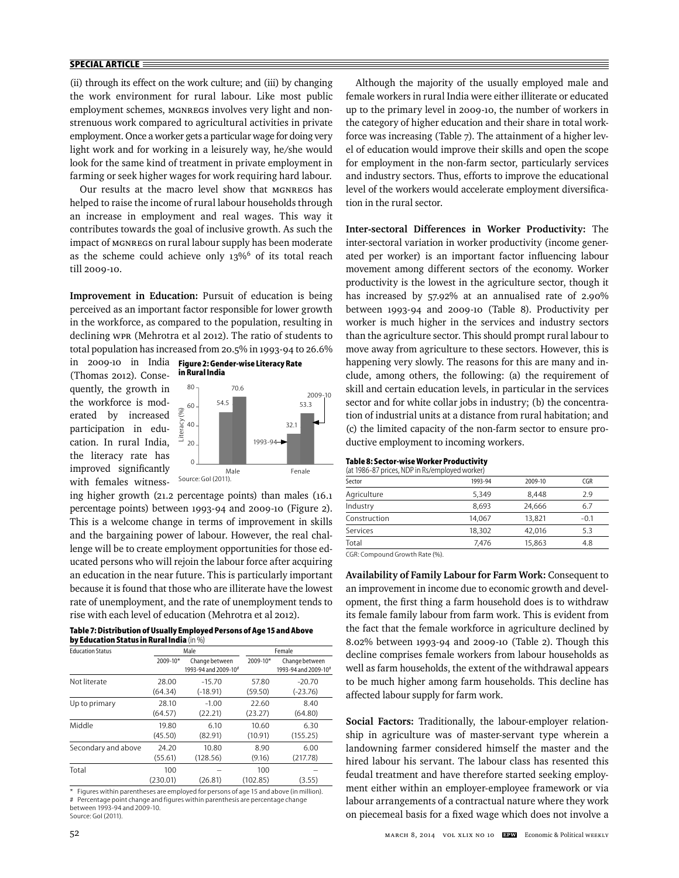(ii) through its effect on the work culture; and (iii) by changing the work environment for rural labour. Like most public employment schemes, MGNREGS involves very light and non-strenuous work compared to agricultural activities in private employment. Once a worker gets a particular wage for doing very light work and for working in a leisurely way, he/she would look for the same kind of treatment in private employment in farming or seek higher wages for work requiring hard labour.

Our results at the macro level show that MGNREGS has helped to raise the income of rural labour households through an increase in employment and real wages. This way it contributes towards the goal of inclusive growth. As such the impact of MGNREGS on rural labour supply has been moderate as the scheme could achieve only 13%[6] of its total reach till 2009-10.

**Improvement in Education:** Pursuit of education is being perceived as an important factor responsible for lower growth in the workforce, as compared to the population, resulting in declining WPR (Mehrotra et al 2012). The ratio of students to total population has increased from 20.5% in 1993-94 to 26.6% in 2009-10 in India (Thomas 2012). Consequently, the growth in the workforce is moderated by increased participation in education. In rural India, the literacy rate has improved significantly with females witnessing higher growth (21.2 percentage points) than males (16.1 percentage points) between 1993-94 and 2009-10 (Figure 2). This is a welcome change in terms of improvement in skills and the bargaining power of labour. However, the real challenge will be to create employment opportunities for those educated persons who will rejoin the labour force after acquiring an education in the near future. This is particularly important because it is found that those who are illiterate have the lowest rate of unemployment, and the rate of unemployment tends to rise with each level of education (Mehrotra et al 2012).

**Figure 2: Gender-wise Literacy Rate in Rural India**

| | 1993-94 | 2009-10 |
|---|---|---|
| Male | 54.5 | 70.6 |
| Fenale | 32.1 | 53.3 |

Source: GoI (2011).

**Table 7: Distribution of Usually Employed Persons of Age 15 and Above by Education Status in Rural India** (in %)

| Education Status | Male | | Female | |
|---|---|---|---|---|
| | 2009-10* | Change between 1993-94 and 2009-10# | 2009-10* | Change between 1993-94 and 2009-10# |
| Not literate | 28.00 (64.34) | -15.70 (-18.91) | 57.80 (59.50) | -20.70 (-23.76) |
| Up to primary | 28.10 (64.57) | -1.00 (22.21) | 22.60 (23.27) | 8.40 (64.80) |
| Middle | 19.80 (45.50) | 6.10 (82.91) | 10.60 (10.91) | 6.30 (155.25) |
| Secondary and above | 24.20 (55.61) | 10.80 (128.56) | 8.90 (9.16) | 6.00 (217.78) |
| Total | 100 (230.01) | – (26.81) | 100 (102.85) | – (3.55) |

\* Figures within parentheses are employed for persons of age 15 and above (in million).
\# Percentage point change and figures within parenthesis are percentage change between 1993-94 and 2009-10.
Source: GoI (2011).

Although the majority of the usually employed male and female workers in rural India were either illiterate or educated up to the primary level in 2009-10, the number of workers in the category of higher education and their share in total workforce was increasing (Table 7). The attainment of a higher level of education would improve their skills and open the scope for employment in the non-farm sector, particularly services and industry sectors. Thus, efforts to improve the educational level of the workers would accelerate employment diversification in the rural sector.

**Inter-sectoral Differences in Worker Productivity:** The inter-sectoral variation in worker productivity (income generated per worker) is an important factor influencing labour movement among different sectors of the economy. Worker productivity is the lowest in the agriculture sector, though it has increased by 57.92% at an annualised rate of 2.90% between 1993-94 and 2009-10 (Table 8). Productivity per worker is much higher in the services and industry sectors than the agriculture sector. This should prompt rural labour to move away from agriculture to these sectors. However, this is happening very slowly. The reasons for this are many and include, among others, the following: (a) the requirement of skill and certain education levels, in particular in the services sector and for white collar jobs in industry; (b) the concentration of industrial units at a distance from rural habitation; and (c) the limited capacity of the non-farm sector to ensure productive employment to incoming workers.

**Table 8: Sector-wise Worker Productivity**
(at 1986-87 prices, NDP in Rs/employed worker)

| Sector | 1993-94 | 2009-10 | CGR |
|---|---|---|---|
| Agriculture | 5,349 | 8,448 | 2.9 |
| Industry | 8,693 | 24,666 | 6.7 |
| Construction | 14,067 | 13,821 | -0.1 |
| Services | 18,302 | 42,016 | 5.3 |
| Total | 7,476 | 15,863 | 4.8 |

CGR: Compound Growth Rate (%).

**Availability of Family Labour for Farm Work:** Consequent to an improvement in income due to economic growth and development, the first thing a farm household does is to withdraw its female family labour from farm work. This is evident from the fact that the female workforce in agriculture declined by 8.02% between 1993-94 and 2009-10 (Table 2). Though this decline comprises female workers from labour households as well as farm households, the extent of the withdrawal appears to be much higher among farm households. This decline has affected labour supply for farm work.

**Social Factors:** Traditionally, the labour-employer relationship in agriculture was of master-servant type wherein a landowning farmer considered himself the master and the hired labour his servant. The labour class has resented this feudal treatment and have therefore started seeking employment either within an employer-employee framework or via labour arrangements of a contractual nature where they work on piecemeal basis for a fixed wage which does not involve a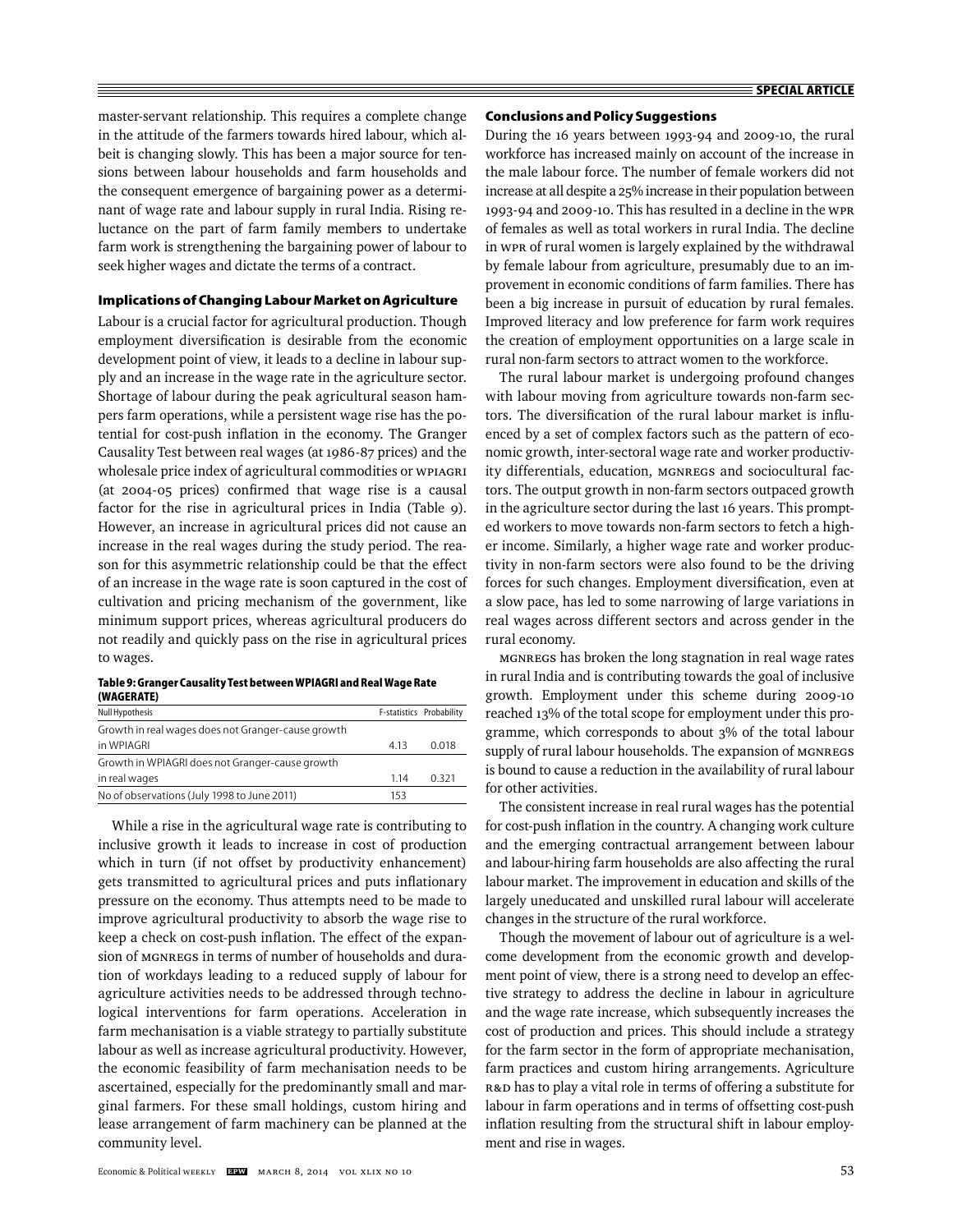master-servant relationship. This requires a complete change in the attitude of the farmers towards hired labour, which albeit is changing slowly. This has been a major source for tensions between labour households and farm households and the consequent emergence of bargaining power as a determinant of wage rate and labour supply in rural India. Rising reluctance on the part of farm family members to undertake farm work is strengthening the bargaining power of labour to seek higher wages and dictate the terms of a contract.

### Implications of Changing Labour Market on Agriculture

Labour is a crucial factor for agricultural production. Though employment diversification is desirable from the economic development point of view, it leads to a decline in labour supply and an increase in the wage rate in the agriculture sector. Shortage of labour during the peak agricultural season hampers farm operations, while a persistent wage rise has the potential for cost-push inflation in the economy. The Granger Causality Test between real wages (at 1986-87 prices) and the wholesale price index of agricultural commodities or WPIAGRI (at 2004-05 prices) confirmed that wage rise is a causal factor for the rise in agricultural prices in India (Table 9). However, an increase in agricultural prices did not cause an increase in the real wages during the study period. The reason for this asymmetric relationship could be that the effect of an increase in the wage rate is soon captured in the cost of cultivation and pricing mechanism of the government, like minimum support prices, whereas agricultural producers do not readily and quickly pass on the rise in agricultural prices to wages.

**Table 9: Granger Causality Test between WPIAGRI and Real Wage Rate (WAGERATE)**

| Null Hypothesis | F-statistics | Probability |
|---|---|---|
| Growth in real wages does not Granger-cause growth in WPIAGRI | 4.13 | 0.018 |
| Growth in WPIAGRI does not Granger-cause growth in real wages | 1.14 | 0.321 |
| No of observations (July 1998 to June 2011) | 153 | |

While a rise in the agricultural wage rate is contributing to inclusive growth it leads to increase in cost of production which in turn (if not offset by productivity enhancement) gets transmitted to agricultural prices and puts inflationary pressure on the economy. Thus attempts need to be made to improve agricultural productivity to absorb the wage rise to keep a check on cost-push inflation. The effect of the expansion of MGNREGS in terms of number of households and duration of workdays leading to a reduced supply of labour for agriculture activities needs to be addressed through technological interventions for farm operations. Acceleration in farm mechanisation is a viable strategy to partially substitute labour as well as increase agricultural productivity. However, the economic feasibility of farm mechanisation needs to be ascertained, especially for the predominantly small and marginal farmers. For these small holdings, custom hiring and lease arrangement of farm machinery can be planned at the community level.

### Conclusions and Policy Suggestions

During the 16 years between 1993-94 and 2009-10, the rural workforce has increased mainly on account of the increase in the male labour force. The number of female workers did not increase at all despite a 25% increase in their population between 1993-94 and 2009-10. This has resulted in a decline in the WPR of females as well as total workers in rural India. The decline in WPR of rural women is largely explained by the withdrawal by female labour from agriculture, presumably due to an improvement in economic conditions of farm families. There has been a big increase in pursuit of education by rural females. Improved literacy and low preference for farm work requires the creation of employment opportunities on a large scale in rural non-farm sectors to attract women to the workforce.

The rural labour market is undergoing profound changes with labour moving from agriculture towards non-farm sectors. The diversification of the rural labour market is influenced by a set of complex factors such as the pattern of economic growth, inter-sectoral wage rate and worker productivity differentials, education, MGNREGS and sociocultural factors. The output growth in non-farm sectors outpaced growth in the agriculture sector during the last 16 years. This prompted workers to move towards non-farm sectors to fetch a higher income. Similarly, a higher wage rate and worker productivity in non-farm sectors were also found to be the driving forces for such changes. Employment diversification, even at a slow pace, has led to some narrowing of large variations in real wages across different sectors and across gender in the rural economy.

MGNREGS has broken the long stagnation in real wage rates in rural India and is contributing towards the goal of inclusive growth. Employment under this scheme during 2009-10 reached 13% of the total scope for employment under this programme, which corresponds to about 3% of the total labour supply of rural labour households. The expansion of MGNREGS is bound to cause a reduction in the availability of rural labour for other activities.

The consistent increase in real rural wages has the potential for cost-push inflation in the country. A changing work culture and the emerging contractual arrangement between labour and labour-hiring farm households are also affecting the rural labour market. The improvement in education and skills of the largely uneducated and unskilled rural labour will accelerate changes in the structure of the rural workforce.

Though the movement of labour out of agriculture is a welcome development from the economic growth and development point of view, there is a strong need to develop an effective strategy to address the decline in labour in agriculture and the wage rate increase, which subsequently increases the cost of production and prices. This should include a strategy for the farm sector in the form of appropriate mechanisation, farm practices and custom hiring arrangements. Agriculture R&D has to play a vital role in terms of offering a substitute for labour in farm operations and in terms of offsetting cost-push inflation resulting from the structural shift in labour employment and rise in wages.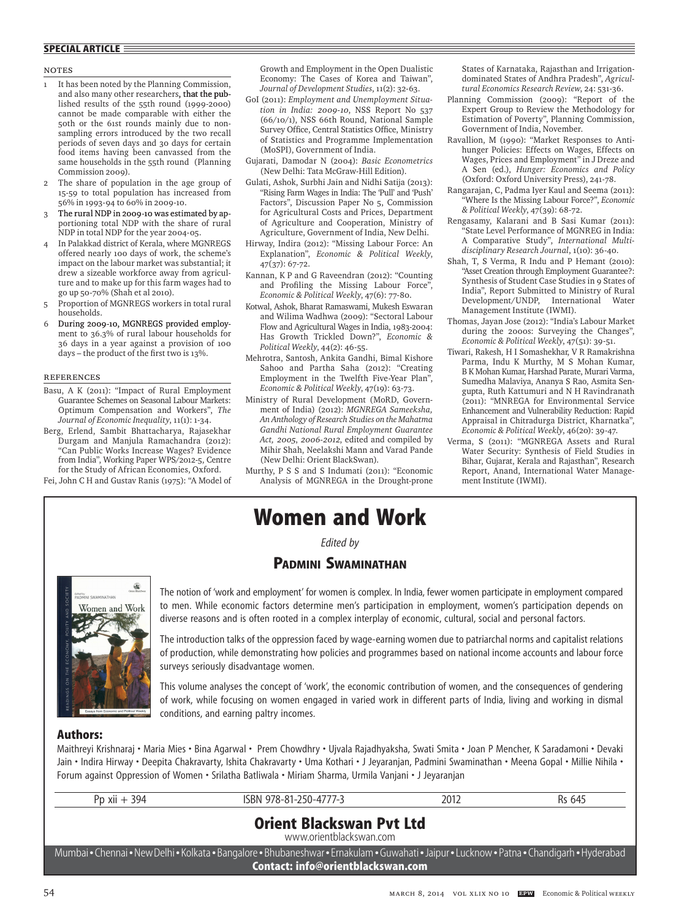## NOTES

1. It has been noted by the Planning Commission, and also many other researchers, that the published results of the 55th round (1999-2000) cannot be made comparable with either the 50th or the 61st rounds mainly due to non-sampling errors introduced by the two recall periods of seven days and 30 days for certain food items having been canvassed from the same households in the 55th round (Planning Commission 2009).
2. The share of population in the age group of 15-59 to total population has increased from 56% in 1993-94 to 60% in 2009-10.
3. The rural NDP in 2009-10 was estimated by apportioning total NDP with the share of rural NDP in total NDP for the year 2004-05.
4. In Palakkad district of Kerala, where MGNREGS offered nearly 100 days of work, the scheme's impact on the labour market was substantial; it drew a sizeable workforce away from agriculture and to make up for this farm wages had to go up 50-70% (Shah et al 2010).
5. Proportion of MGNREGS workers in total rural households.
6. During 2009-10, MGNREGS provided employment to 36.3% of rural labour households for 36 days in a year against a provision of 100 days – the product of the first two is 13%.

## REFERENCES

Basu, A K (2011): "Impact of Rural Employment Guarantee Schemes on Seasonal Labour Markets: Optimum Compensation and Workers", *The Journal of Economic Inequality*, 11(1): 1-34.

Berg, Erlend, Sambit Bhattacharya, Rajasekhar Durgam and Manjula Ramachandra (2012): "Can Public Works Increase Wages? Evidence from India", Working Paper WPS/2012-5, Centre for the Study of African Economies, Oxford.

Fei, John C H and Gustav Ranis (1975): "A Model of Growth and Employment in the Open Dualistic Economy: The Cases of Korea and Taiwan", *Journal of Development Studies*, 11(2): 32-63.

GoI (2011): *Employment and Unemployment Situation in India: 2009-10*, NSS Report No 537 (66/10/1), NSS 66th Round, National Sample Survey Office, Central Statistics Office, Ministry of Statistics and Programme Implementation (MoSPI), Government of India.

Gujarati, Damodar N (2004): *Basic Econometrics* (New Delhi: Tata McGraw-Hill Edition).

Gulati, Ashok, Surbhi Jain and Nidhi Satija (2013): "Rising Farm Wages in India: The 'Pull' and 'Push' Factors", Discussion Paper No 5, Commission for Agricultural Costs and Prices, Department of Agriculture and Cooperation, Ministry of Agriculture, Government of India, New Delhi.

Hirway, Indira (2012): "Missing Labour Force: An Explanation", *Economic & Political Weekly*, 47(37): 67-72.

Kannan, K P and G Raveendran (2012): "Counting and Profiling the Missing Labour Force", *Economic & Political Weekly*, 47(6): 77-80.

Kotwal, Ashok, Bharat Ramaswami, Mukesh Eswaran and Wilima Wadhwa (2009): "Sectoral Labour Flow and Agricultural Wages in India, 1983-2004: Has Growth Trickled Down?", *Economic & Political Weekly*, 44(2): 46-55.

Mehrotra, Santosh, Ankita Gandhi, Bimal Kishore Sahoo and Partha Saha (2012): "Creating Employment in the Twelfth Five-Year Plan", *Economic & Political Weekly*, 47(19): 63-73.

Ministry of Rural Development (MoRD, Government of India) (2012): *MGNREGA Sameeksha, An Anthology of Research Studies on the Mahatma Gandhi National Rural Employment Guarantee Act, 2005, 2006-2012*, edited and compiled by Mihir Shah, Neelakshi Mann and Varad Pande (New Delhi: Orient BlackSwan).

Murthy, P S S and S Indumati (2011): "Economic Analysis of MGNREGA in the Drought-prone States of Karnataka, Rajasthan and Irrigation-dominated States of Andhra Pradesh", *Agricultural Economics Research Review*, 24: 531-36.

Planning Commission (2009): "Report of the Expert Group to Review the Methodology for Estimation of Poverty", Planning Commission, Government of India, November.

Ravallion, M (1990): "Market Responses to Anti-hunger Policies: Effects on Wages, Effects on Wages, Prices and Employment" in J Dreze and A Sen (ed.), *Hunger: Economics and Policy* (Oxford: Oxford University Press), 241-78.

Rangarajan, C, Padma Iyer Kaul and Seema (2011): "Where Is the Missing Labour Force?", *Economic & Political Weekly*, 47(39): 68-72.

Rengasamy, Kalarani and B Sasi Kumar (2011): "State Level Performance of MGNREG in India: A Comparative Study", *International Multidisciplinary Research Journal*, 1(10): 36-40.

Shah, T, S Verma, R Indu and P Hemant (2010): "Asset Creation through Employment Guarantee?: Synthesis of Student Case Studies in 9 States of India", Report Submitted to Ministry of Rural Development/UNDP, International Water Management Institute (IWMI).

Thomas, Jayan Jose (2012): "India's Labour Market during the 2000s: Surveying the Changes", *Economic & Political Weekly*, 47(51): 39-51.

Tiwari, Rakesh, H I Somashekhar, V R Ramakrishna Parma, Indu K Murthy, M S Mohan Kumar, B K Mohan Kumar, Harshad Parate, Murari Varma, Sumedha Malaviya, Ananya S Rao, Asmita Sengupta, Ruth Kattumuri and N H Ravindranath (2011): "MNREGA for Environmental Service Enhancement and Vulnerability Reduction: Rapid Appraisal in Chitradurga District, Kharnatka", *Economic & Political Weekly*, 46(20): 39-47.

Verma, S (2011): "MGNREGA Assets and Rural Water Security: Synthesis of Field Studies in Bihar, Gujarat, Kerala and Rajasthan", Research Report, Anand, International Water Management Institute (IWMI).

# Women and Work

*Edited by*

**Padmini Swaminathan**

The notion of 'work and employment' for women is complex. In India, fewer women participate in employment compared to men. While economic factors determine men's participation in employment, women's participation depends on diverse reasons and is often rooted in a complex interplay of economic, cultural, social and personal factors.

The introduction talks of the oppression faced by wage-earning women due to patriarchal norms and capitalist relations of production, while demonstrating how policies and programmes based on national income accounts and labour force surveys seriously disadvantage women.

This volume analyses the concept of 'work', the economic contribution of women, and the consequences of gendering of work, while focusing on women engaged in varied work in different parts of India, living and working in dismal conditions, and earning paltry incomes.

**Authors:**

Maithreyi Krishnaraj • Maria Mies • Bina Agarwal • Prem Chowdhry • Ujvala Rajadhyaksha, Swati Smita • Joan P Mencher, K Saradamoni • Devaki Jain • Indira Hirway • Deepita Chakravarty, Ishita Chakravarty • Uma Kothari • J Jeyaranjan, Padmini Swaminathan • Meena Gopal • Millie Nihila • Forum against Oppression of Women • Srilatha Batliwala • Miriam Sharma, Urmila Vanjani • J Jeyaranjan

Pp xii + 394 | ISBN 978-81-250-4777-3 | 2012 | Rs 645

**Orient Blackswan Pvt Ltd**

www.orientblackswan.com

Mumbai • Chennai • New Delhi • Kolkata • Bangalore • Bhubaneshwar • Ernakulam • Guwahati • Jaipur • Lucknow • Patna • Chandigarh • Hyderabad

**Contact: info@orientblackswan.com**